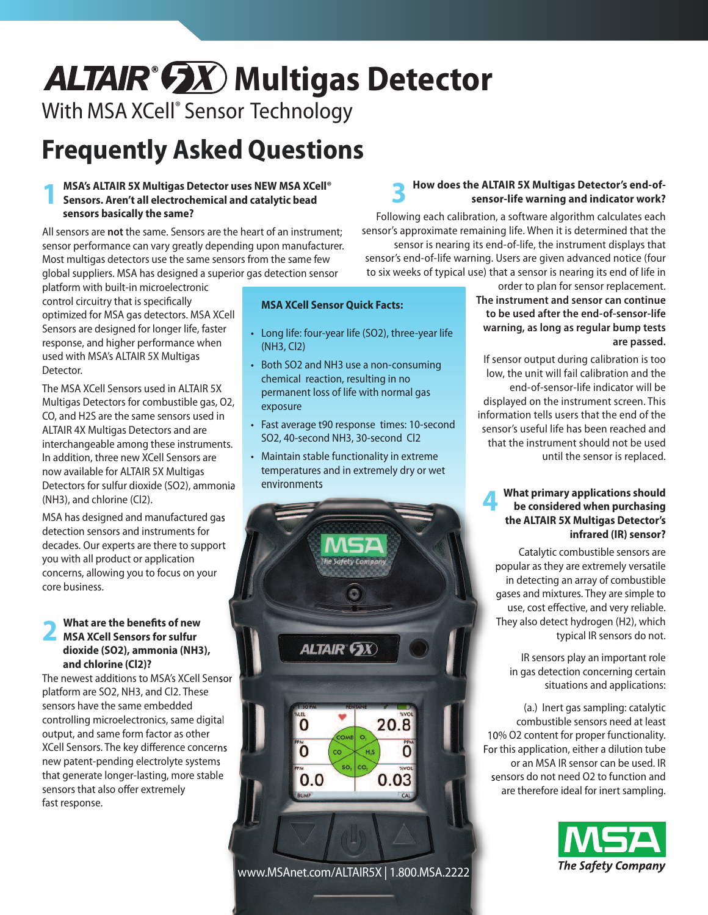# ALTAIR® 5X Multigas Detector

With MSA XCell® Sensor Technology

## Frequently Asked Questions

### 1 MSA's ALTAIR 5X Multigas Detector uses NEW MSA XCell® Sensors. Aren't all electrochemical and catalytic bead sensors basically the same?

All sensors are **not** the same. Sensors are the heart of an instrument; sensor performance can vary greatly depending upon manufacturer. Most multigas detectors use the same sensors from the same few global suppliers. MSA has designed a superior gas detection sensor platform with built-in microelectronic control circuitry that is specifically optimized for MSA gas detectors. MSA XCell Sensors are designed for longer life, faster response, and higher performance when used with MSA's ALTAIR 5X Multigas Detector.

The MSA XCell Sensors used in ALTAIR 5X Multigas Detectors for combustible gas, $O_2$, CO, and $H_2S$ are the same sensors used in ALTAIR 4X Multigas Detectors and are interchangeable among these instruments. In addition, three new XCell Sensors are now available for ALTAIR 5X Multigas Detectors for sulfur dioxide ($SO_2$), ammonia ($NH_3$), and chlorine ($Cl_2$).

MSA has designed and manufactured gas detection sensors and instruments for decades. Our experts are there to support you with all product or application concerns, allowing you to focus on your core business.

### 2 What are the benefits of new MSA XCell Sensors for sulfur dioxide ($SO_2$), ammonia ($NH_3$), and chlorine ($Cl_2$)?

The newest additions to MSA's XCell Sensor platform are $SO_2$, $NH_3$, and $Cl_2$. These sensors have the same embedded controlling microelectronics, same digital output, and same form factor as other XCell Sensors. The key difference concerns new patent-pending electrolyte systems that generate longer-lasting, more stable sensors that also offer extremely fast response.

**MSA XCell Sensor Quick Facts:**

- Long life: four-year life ($SO_2$), three-year life ($NH_3$, $Cl_2$)
- Both $SO_2$ and $NH_3$ use a non-consuming chemical reaction, resulting in no permanent loss of life with normal gas exposure
- Fast average t90 response times: 10-second $SO_2$, 40-second $NH_3$, 30-second $Cl_2$
- Maintain stable functionality in extreme temperatures and in extremely dry or wet environments

### 3 How does the ALTAIR 5X Multigas Detector's end-of-sensor-life warning and indicator work?

Following each calibration, a software algorithm calculates each sensor's approximate remaining life. When it is determined that the sensor is nearing its end-of-life, the instrument displays that sensor's end-of-life warning. Users are given advanced notice (four to six weeks of typical use) that a sensor is nearing its end of life in order to plan for sensor replacement. **The instrument and sensor can continue to be used after the end-of-sensor-life warning, as long as regular bump tests are passed.**

If sensor output during calibration is too low, the unit will fail calibration and the end-of-sensor-life indicator will be displayed on the instrument screen. This information tells users that the end of the sensor's useful life has been reached and that the instrument should not be used until the sensor is replaced.

### 4 What primary applications should be considered when purchasing the ALTAIR 5X Multigas Detector's infrared (IR) sensor?

Catalytic combustible sensors are popular as they are extremely versatile in detecting an array of combustible gases and mixtures. They are simple to use, cost effective, and very reliable. They also detect hydrogen ($H_2$), which typical IR sensors do not.

IR sensors play an important role in gas detection concerning certain situations and applications:

(a.) Inert gas sampling: catalytic combustible sensors need at least 10% $O_2$ content for proper functionality. For this application, either a dilution tube or an MSA IR sensor can be used. IR sensors do not need $O_2$ to function and are therefore ideal for inert sampling.

www.MSAnet.com/ALTAIR5X | 1.800.MSA.2222

MSA The Safety Company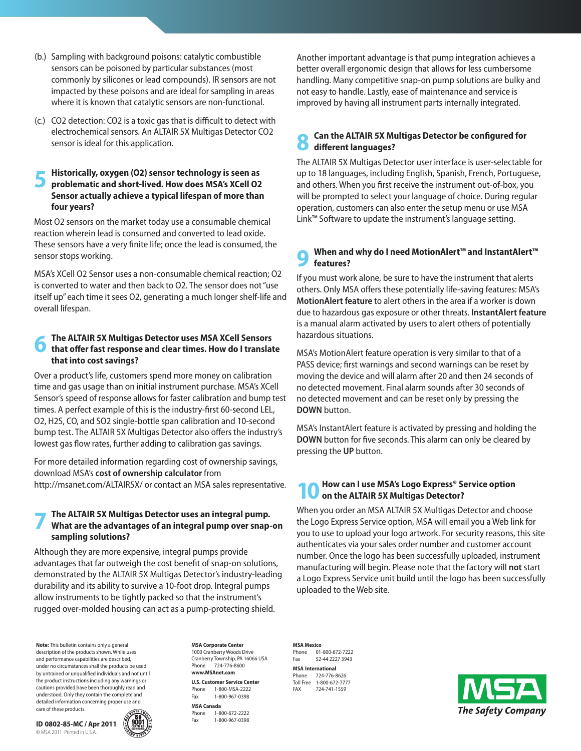(b.) Sampling with background poisons: catalytic combustible sensors can be poisoned by particular substances (most commonly by silicones or lead compounds). IR sensors are not impacted by these poisons and are ideal for sampling in areas where it is known that catalytic sensors are non-functional.

(c.) $CO_2$ detection: $CO_2$ is a toxic gas that is difficult to detect with electrochemical sensors. An ALTAIR 5X Multigas Detector $CO_2$ sensor is ideal for this application.

## 5 Historically, oxygen ($O_2$) sensor technology is seen as problematic and short-lived. How does MSA's XCell $O_2$ Sensor actually achieve a typical lifespan of more than four years?

Most $O_2$ sensors on the market today use a consumable chemical reaction wherein lead is consumed and converted to lead oxide. These sensors have a very finite life; once the lead is consumed, the sensor stops working.

MSA's XCell $O_2$ Sensor uses a non-consumable chemical reaction; $O_2$ is converted to water and then back to $O_2$. The sensor does not "use itself up" each time it sees $O_2$, generating a much longer shelf-life and overall lifespan.

## 6 The ALTAIR 5X Multigas Detector uses MSA XCell Sensors that offer fast response and clear times. How do I translate that into cost savings?

Over a product's life, customers spend more money on calibration time and gas usage than on initial instrument purchase. MSA's XCell Sensor's speed of response allows for faster calibration and bump test times. A perfect example of this is the industry-first 60-second LEL, $O_2$, $H_2S$, CO, and $SO_2$ single-bottle span calibration and 10-second bump test. The ALTAIR 5X Multigas Detector also offers the industry's lowest gas flow rates, further adding to calibration gas savings.

For more detailed information regarding cost of ownership savings, download MSA's **cost of ownership calculator** from http://msanet.com/ALTAIR5X/ or contact an MSA sales representative.

## 7 The ALTAIR 5X Multigas Detector uses an integral pump. What are the advantages of an integral pump over snap-on sampling solutions?

Although they are more expensive, integral pumps provide advantages that far outweigh the cost benefit of snap-on solutions, demonstrated by the ALTAIR 5X Multigas Detector's industry-leading durability and its ability to survive a 10-foot drop. Integral pumps allow instruments to be tightly packed so that the instrument's rugged over-molded housing can act as a pump-protecting shield.

Another important advantage is that pump integration achieves a better overall ergonomic design that allows for less cumbersome handling. Many competitive snap-on pump solutions are bulky and not easy to handle. Lastly, ease of maintenance and service is improved by having all instrument parts internally integrated.

## 8 Can the ALTAIR 5X Multigas Detector be configured for different languages?

The ALTAIR 5X Multigas Detector user interface is user-selectable for up to 18 languages, including English, Spanish, French, Portuguese, and others. When you first receive the instrument out-of-box, you will be prompted to select your language of choice. During regular operation, customers can also enter the setup menu or use MSA Link™ Software to update the instrument's language setting.

## 9 When and why do I need MotionAlert™ and InstantAlert™ features?

If you must work alone, be sure to have the instrument that alerts others. Only MSA offers these potentially life-saving features: MSA's **MotionAlert feature** to alert others in the area if a worker is down due to hazardous gas exposure or other threats. **InstantAlert feature** is a manual alarm activated by users to alert others of potentially hazardous situations.

MSA's MotionAlert feature operation is very similar to that of a PASS device; first warnings and second warnings can be reset by moving the device and will alarm after 20 and then 24 seconds of no detected movement. Final alarm sounds after 30 seconds of no detected movement and can be reset only by pressing the **DOWN** button.

MSA's InstantAlert feature is activated by pressing and holding the **DOWN** button for five seconds. This alarm can only be cleared by pressing the **UP** button.

## 10 How can I use MSA's Logo Express® Service option on the ALTAIR 5X Multigas Detector?

When you order an MSA ALTAIR 5X Multigas Detector and choose the Logo Express Service option, MSA will email you a Web link for you to use to upload your logo artwork. For security reasons, this site authenticates via your sales order number and customer account number. Once the logo has been successfully uploaded, instrument manufacturing will begin. Please note that the factory will **not** start a Logo Express Service unit build until the logo has been successfully uploaded to the Web site.

**Note:** This bulletin contains only a general description of the products shown. While uses and performance capabilities are described, under no circumstances shall the products be used by untrained or unqualified individuals and not until the product instructions including any warnings or cautions provided have been thoroughly read and understood. Only they contain the complete and detailed information concerning proper use and care of these products.

**ID 0802-85-MC / Apr 2011**
© MSA 2011 Printed in U.S.A.

**MSA Corporate Center**
1000 Cranberry Woods Drive
Cranberry Township, PA 16066 USA
Phone 724-776-8600
**www.MSAnet.com**

**U.S. Customer Service Center**
Phone 1-800-MSA-2222
Fax 1-800-967-0398

**MSA Canada**
Phone 1-800-672-2222
Fax 1-800-967-0398

**MSA Mexico**
Phone 01-800-672-7222
Fax 52-44 2227 3943

**MSA International**
Phone 724-776-8626
Toll Free 1-800-672-7777
FAX 724-741-1559

MSA
The Safety Company